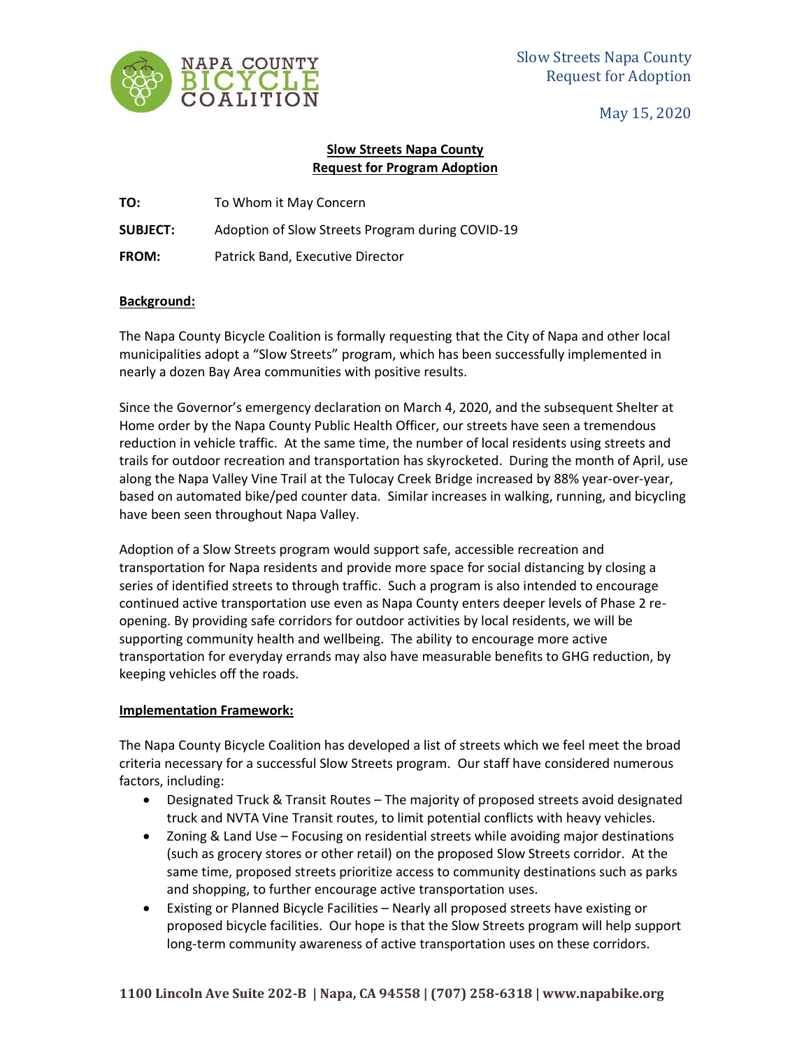NAPA COUNTY BICYCLE COALITION

Slow Streets Napa County
Request for Adoption

May 15, 2020

## Slow Streets Napa County
## Request for Program Adoption

**TO:** To Whom it May Concern

**SUBJECT:** Adoption of Slow Streets Program during COVID-19

**FROM:** Patrick Band, Executive Director

### Background:

The Napa County Bicycle Coalition is formally requesting that the City of Napa and other local municipalities adopt a "Slow Streets" program, which has been successfully implemented in nearly a dozen Bay Area communities with positive results.

Since the Governor's emergency declaration on March 4, 2020, and the subsequent Shelter at Home order by the Napa County Public Health Officer, our streets have seen a tremendous reduction in vehicle traffic. At the same time, the number of local residents using streets and trails for outdoor recreation and transportation has skyrocketed. During the month of April, use along the Napa Valley Vine Trail at the Tulocay Creek Bridge increased by 88% year-over-year, based on automated bike/ped counter data. Similar increases in walking, running, and bicycling have been seen throughout Napa Valley.

Adoption of a Slow Streets program would support safe, accessible recreation and transportation for Napa residents and provide more space for social distancing by closing a series of identified streets to through traffic. Such a program is also intended to encourage continued active transportation use even as Napa County enters deeper levels of Phase 2 re-opening. By providing safe corridors for outdoor activities by local residents, we will be supporting community health and wellbeing. The ability to encourage more active transportation for everyday errands may also have measurable benefits to GHG reduction, by keeping vehicles off the roads.

### Implementation Framework:

The Napa County Bicycle Coalition has developed a list of streets which we feel meet the broad criteria necessary for a successful Slow Streets program. Our staff have considered numerous factors, including:

- Designated Truck & Transit Routes – The majority of proposed streets avoid designated truck and NVTA Vine Transit routes, to limit potential conflicts with heavy vehicles.
- Zoning & Land Use – Focusing on residential streets while avoiding major destinations (such as grocery stores or other retail) on the proposed Slow Streets corridor. At the same time, proposed streets prioritize access to community destinations such as parks and shopping, to further encourage active transportation uses.
- Existing or Planned Bicycle Facilities – Nearly all proposed streets have existing or proposed bicycle facilities. Our hope is that the Slow Streets program will help support long-term community awareness of active transportation uses on these corridors.

1100 Lincoln Ave Suite 202-B | Napa, CA 94558 | (707) 258-6318 | www.napabike.org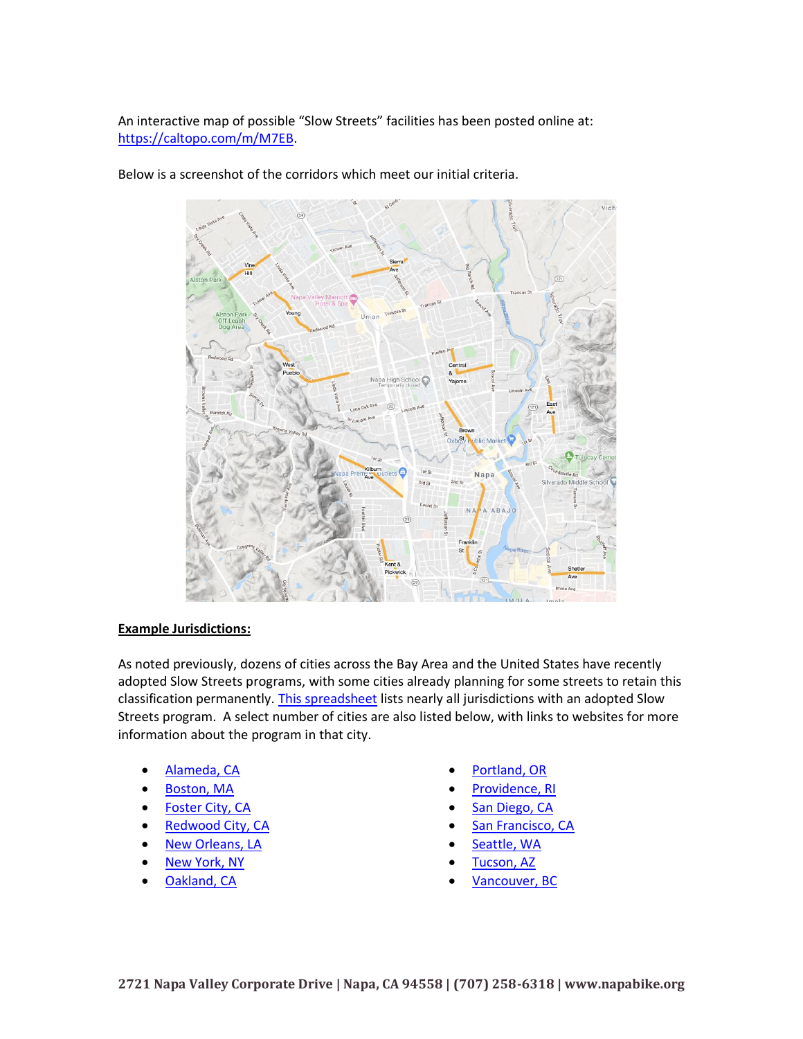An interactive map of possible "Slow Streets" facilities has been posted online at: https://caltopo.com/m/M7EB.

Below is a screenshot of the corridors which meet our initial criteria.

**Example Jurisdictions:**

As noted previously, dozens of cities across the Bay Area and the United States have recently adopted Slow Streets programs, with some cities already planning for some streets to retain this classification permanently. This spreadsheet lists nearly all jurisdictions with an adopted Slow Streets program. A select number of cities are also listed below, with links to websites for more information about the program in that city.

- Alameda, CA
- Boston, MA
- Foster City, CA
- Redwood City, CA
- New Orleans, LA
- New York, NY
- Oakland, CA
- Portland, OR
- Providence, RI
- San Diego, CA
- San Francisco, CA
- Seattle, WA
- Tucson, AZ
- Vancouver, BC